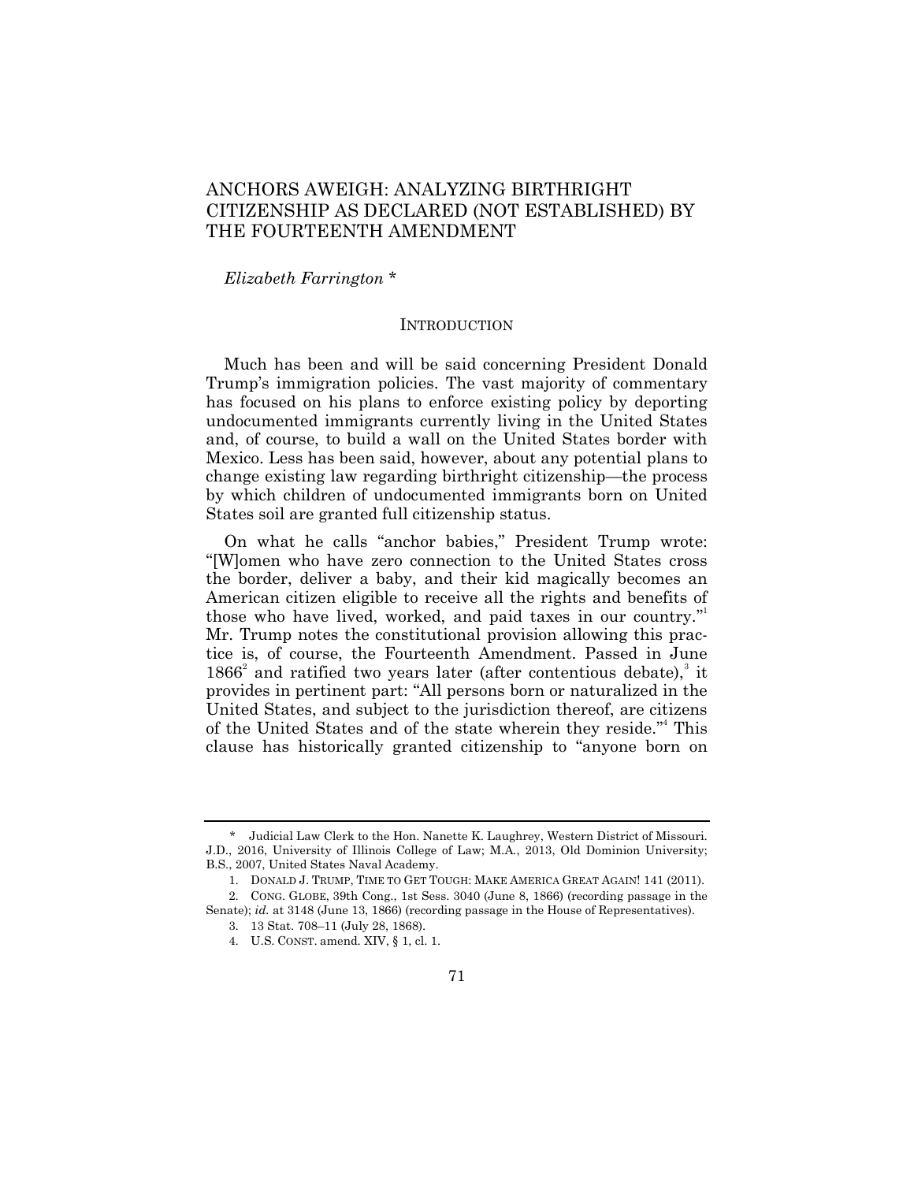# ANCHORS AWEIGH: ANALYZING BIRTHRIGHT CITIZENSHIP AS DECLARED (NOT ESTABLISHED) BY THE FOURTEENTH AMENDMENT

*Elizabeth Farrington* *

## INTRODUCTION

Much has been and will be said concerning President Donald Trump's immigration policies. The vast majority of commentary has focused on his plans to enforce existing policy by deporting undocumented immigrants currently living in the United States and, of course, to build a wall on the United States border with Mexico. Less has been said, however, about any potential plans to change existing law regarding birthright citizenship—the process by which children of undocumented immigrants born on United States soil are granted full citizenship status.

On what he calls "anchor babies," President Trump wrote: "[W]omen who have zero connection to the United States cross the border, deliver a baby, and their kid magically becomes an American citizen eligible to receive all the rights and benefits of those who have lived, worked, and paid taxes in our country."[1] Mr. Trump notes the constitutional provision allowing this practice is, of course, the Fourteenth Amendment. Passed in June 1866[2] and ratified two years later (after contentious debate),[3] it provides in pertinent part: "All persons born or naturalized in the United States, and subject to the jurisdiction thereof, are citizens of the United States and of the state wherein they reside."[4] This clause has historically granted citizenship to "anyone born on

---

\* Judicial Law Clerk to the Hon. Nanette K. Laughrey, Western District of Missouri. J.D., 2016, University of Illinois College of Law; M.A., 2013, Old Dominion University; B.S., 2007, United States Naval Academy.

1. DONALD J. TRUMP, TIME TO GET TOUGH: MAKE AMERICA GREAT AGAIN! 141 (2011).

2. CONG. GLOBE, 39th Cong., 1st Sess. 3040 (June 8, 1866) (recording passage in the Senate); *id.* at 3148 (June 13, 1866) (recording passage in the House of Representatives).

3. 13 Stat. 708–11 (July 28, 1868).

4. U.S. CONST. amend. XIV, § 1, cl. 1.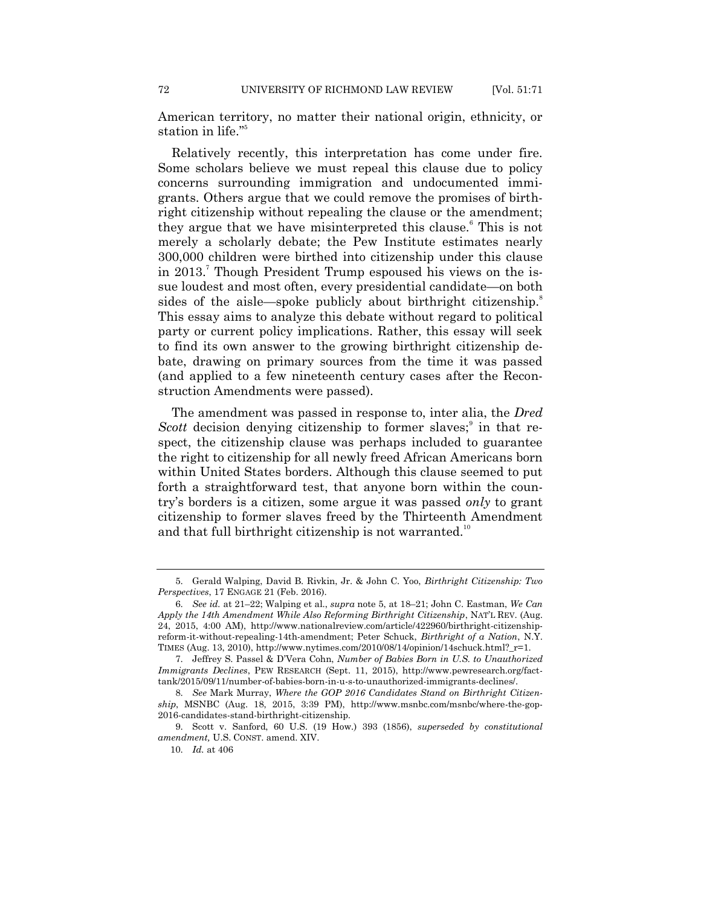American territory, no matter their national origin, ethnicity, or station in life."[5]

Relatively recently, this interpretation has come under fire. Some scholars believe we must repeal this clause due to policy concerns surrounding immigration and undocumented immigrants. Others argue that we could remove the promises of birthright citizenship without repealing the clause or the amendment; they argue that we have misinterpreted this clause.[6] This is not merely a scholarly debate; the Pew Institute estimates nearly 300,000 children were birthed into citizenship under this clause in 2013.[7] Though President Trump espoused his views on the issue loudest and most often, every presidential candidate—on both sides of the aisle—spoke publicly about birthright citizenship.[8] This essay aims to analyze this debate without regard to political party or current policy implications. Rather, this essay will seek to find its own answer to the growing birthright citizenship debate, drawing on primary sources from the time it was passed (and applied to a few nineteenth century cases after the Reconstruction Amendments were passed).

The amendment was passed in response to, inter alia, the *Dred Scott* decision denying citizenship to former slaves;[9] in that respect, the citizenship clause was perhaps included to guarantee the right to citizenship for all newly freed African Americans born within United States borders. Although this clause seemed to put forth a straightforward test, that anyone born within the country's borders is a citizen, some argue it was passed *only* to grant citizenship to former slaves freed by the Thirteenth Amendment and that full birthright citizenship is not warranted.[10]

---

5. Gerald Walping, David B. Rivkin, Jr. & John C. Yoo, *Birthright Citizenship: Two Perspectives*, 17 ENGAGE 21 (Feb. 2016).

6. *See id.* at 21–22; Walping et al., *supra* note 5, at 18–21; John C. Eastman, *We Can Apply the 14th Amendment While Also Reforming Birthright Citizenship*, NAT'L REV. (Aug. 24, 2015, 4:00 AM), http://www.nationalreview.com/article/422960/birthright-citizenship-reform-it-without-repealing-14th-amendment; Peter Schuck, *Birthright of a Nation*, N.Y. TIMES (Aug. 13, 2010), http://www.nytimes.com/2010/08/14/opinion/14schuck.html?_r=1.

7. Jeffrey S. Passel & D'Vera Cohn, *Number of Babies Born in U.S. to Unauthorized Immigrants Declines*, PEW RESEARCH (Sept. 11, 2015), http://www.pewresearch.org/fact-tank/2015/09/11/number-of-babies-born-in-u-s-to-unauthorized-immigrants-declines/.

8. *See* Mark Murray, *Where the GOP 2016 Candidates Stand on Birthright Citizenship*, MSNBC (Aug. 18, 2015, 3:39 PM), http://www.msnbc.com/msnbc/where-the-gop-2016-candidates-stand-birthright-citizenship.

9. Scott v. Sanford, 60 U.S. (19 How.) 393 (1856), *superseded by constitutional amendment,* U.S. CONST. amend. XIV.

10. *Id.* at 406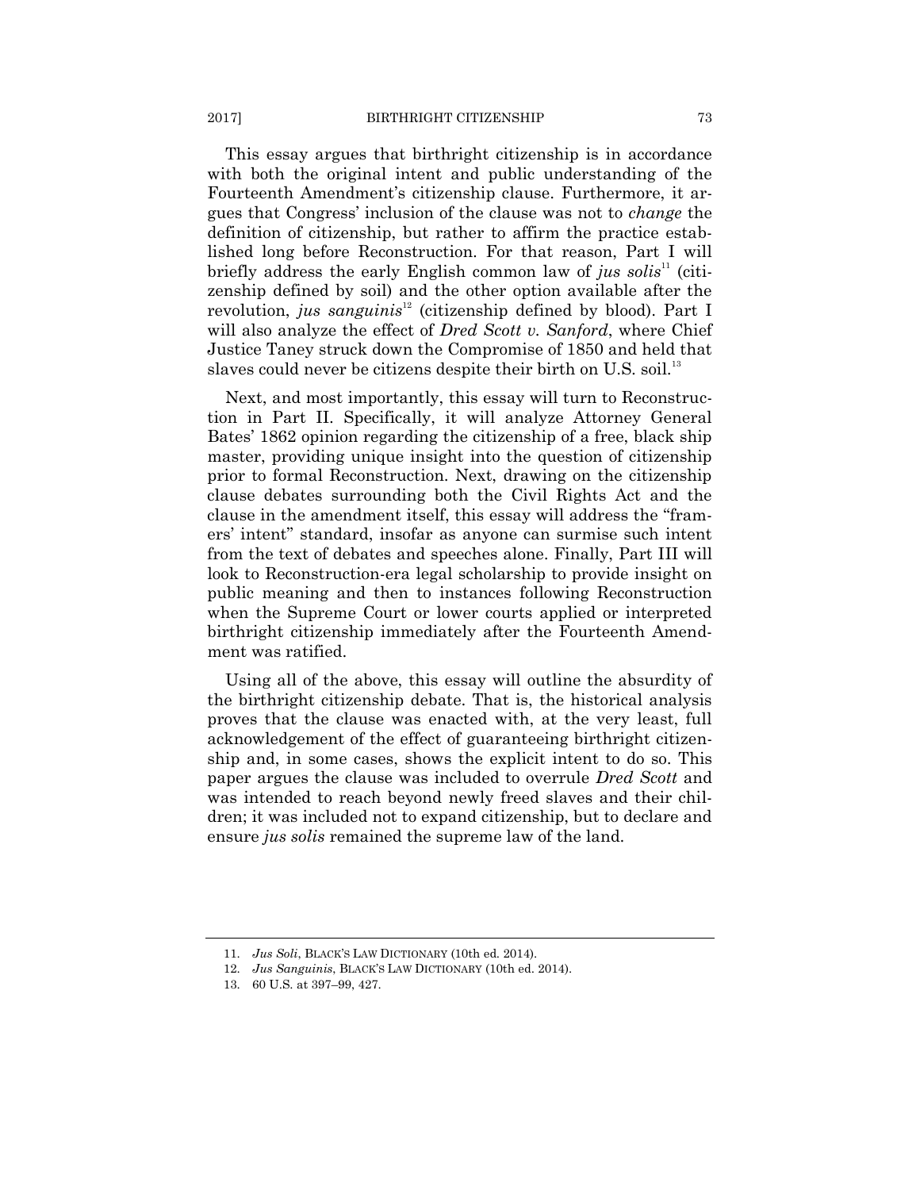This essay argues that birthright citizenship is in accordance with both the original intent and public understanding of the Fourteenth Amendment's citizenship clause. Furthermore, it argues that Congress' inclusion of the clause was not to *change* the definition of citizenship, but rather to affirm the practice established long before Reconstruction. For that reason, Part I will briefly address the early English common law of *jus solis*[11] (citizenship defined by soil) and the other option available after the revolution, *jus sanguinis*[12] (citizenship defined by blood). Part I will also analyze the effect of *Dred Scott v. Sanford*, where Chief Justice Taney struck down the Compromise of 1850 and held that slaves could never be citizens despite their birth on U.S. soil.[13]

Next, and most importantly, this essay will turn to Reconstruction in Part II. Specifically, it will analyze Attorney General Bates' 1862 opinion regarding the citizenship of a free, black ship master, providing unique insight into the question of citizenship prior to formal Reconstruction. Next, drawing on the citizenship clause debates surrounding both the Civil Rights Act and the clause in the amendment itself, this essay will address the "framers' intent" standard, insofar as anyone can surmise such intent from the text of debates and speeches alone. Finally, Part III will look to Reconstruction-era legal scholarship to provide insight on public meaning and then to instances following Reconstruction when the Supreme Court or lower courts applied or interpreted birthright citizenship immediately after the Fourteenth Amendment was ratified.

Using all of the above, this essay will outline the absurdity of the birthright citizenship debate. That is, the historical analysis proves that the clause was enacted with, at the very least, full acknowledgement of the effect of guaranteeing birthright citizenship and, in some cases, shows the explicit intent to do so. This paper argues the clause was included to overrule *Dred Scott* and was intended to reach beyond newly freed slaves and their children; it was included not to expand citizenship, but to declare and ensure *jus solis* remained the supreme law of the land.

---

11. *Jus Soli*, BLACK'S LAW DICTIONARY (10th ed. 2014).
12. *Jus Sanguinis*, BLACK'S LAW DICTIONARY (10th ed. 2014).
13. 60 U.S. at 397–99, 427.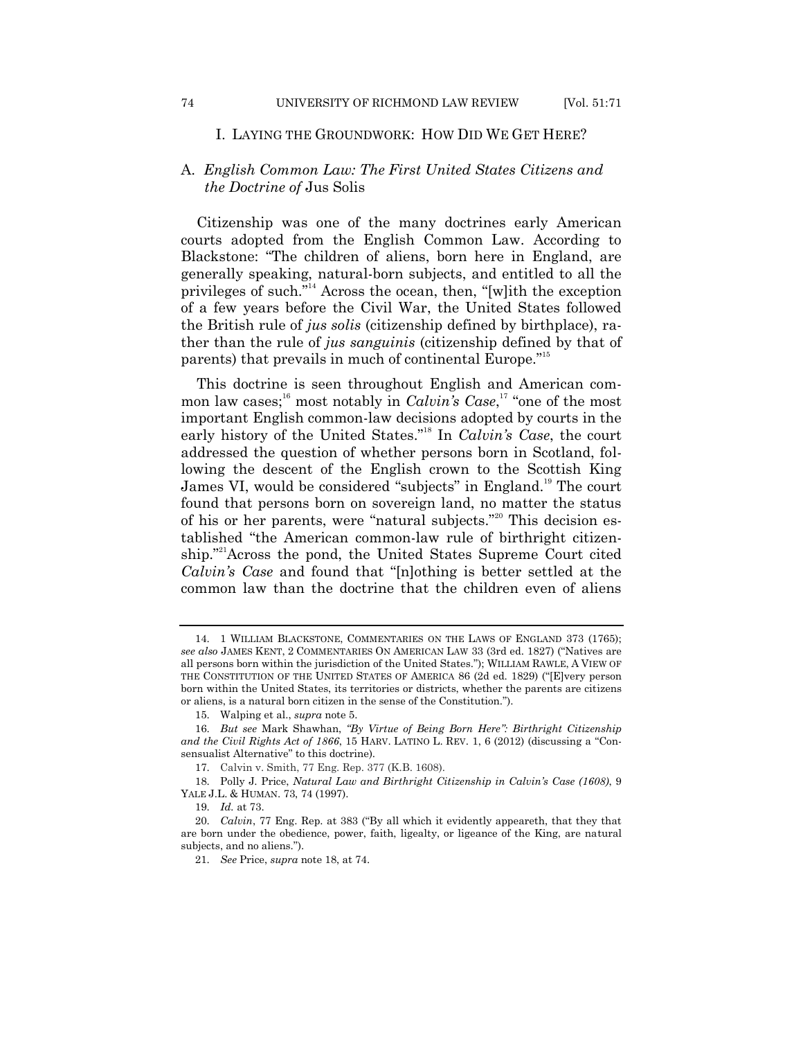## I. LAYING THE GROUNDWORK: HOW DID WE GET HERE?

### A. *English Common Law: The First United States Citizens and the Doctrine of* Jus Solis

Citizenship was one of the many doctrines early American courts adopted from the English Common Law. According to Blackstone: "The children of aliens, born here in England, are generally speaking, natural-born subjects, and entitled to all the privileges of such."[14] Across the ocean, then, "[w]ith the exception of a few years before the Civil War, the United States followed the British rule of *jus solis* (citizenship defined by birthplace), rather than the rule of *jus sanguinis* (citizenship defined by that of parents) that prevails in much of continental Europe."[15]

This doctrine is seen throughout English and American common law cases;[16] most notably in *Calvin's Case*,[17] "one of the most important English common-law decisions adopted by courts in the early history of the United States."[18] In *Calvin's Case*, the court addressed the question of whether persons born in Scotland, following the descent of the English crown to the Scottish King James VI, would be considered "subjects" in England.[19] The court found that persons born on sovereign land, no matter the status of his or her parents, were "natural subjects."[20] This decision established "the American common-law rule of birthright citizenship."[21] Across the pond, the United States Supreme Court cited *Calvin's Case* and found that "[n]othing is better settled at the common law than the doctrine that the children even of aliens

---

14. 1 WILLIAM BLACKSTONE, COMMENTARIES ON THE LAWS OF ENGLAND 373 (1765); *see also* JAMES KENT, 2 COMMENTARIES ON AMERICAN LAW 33 (3rd ed. 1827) ("Natives are all persons born within the jurisdiction of the United States."); WILLIAM RAWLE, A VIEW OF THE CONSTITUTION OF THE UNITED STATES OF AMERICA 86 (2d ed. 1829) ("[E]very person born within the United States, its territories or districts, whether the parents are citizens or aliens, is a natural born citizen in the sense of the Constitution.").

15. Walping et al., *supra* note 5.

16. *But see* Mark Shawhan, *"By Virtue of Being Born Here": Birthright Citizenship and the Civil Rights Act of 1866*, 15 HARV. LATINO L. REV. 1, 6 (2012) (discussing a "Consensualist Alternative" to this doctrine).

17. Calvin v. Smith, 77 Eng. Rep. 377 (K.B. 1608).

18. Polly J. Price, *Natural Law and Birthright Citizenship in Calvin's Case (1608)*, 9 YALE J.L. & HUMAN. 73, 74 (1997).

19. *Id.* at 73.

20. *Calvin*, 77 Eng. Rep. at 383 ("By all which it evidently appeareth, that they that are born under the obedience, power, faith, ligealty, or ligeance of the King, are natural subjects, and no aliens.").

21. *See* Price, *supra* note 18, at 74.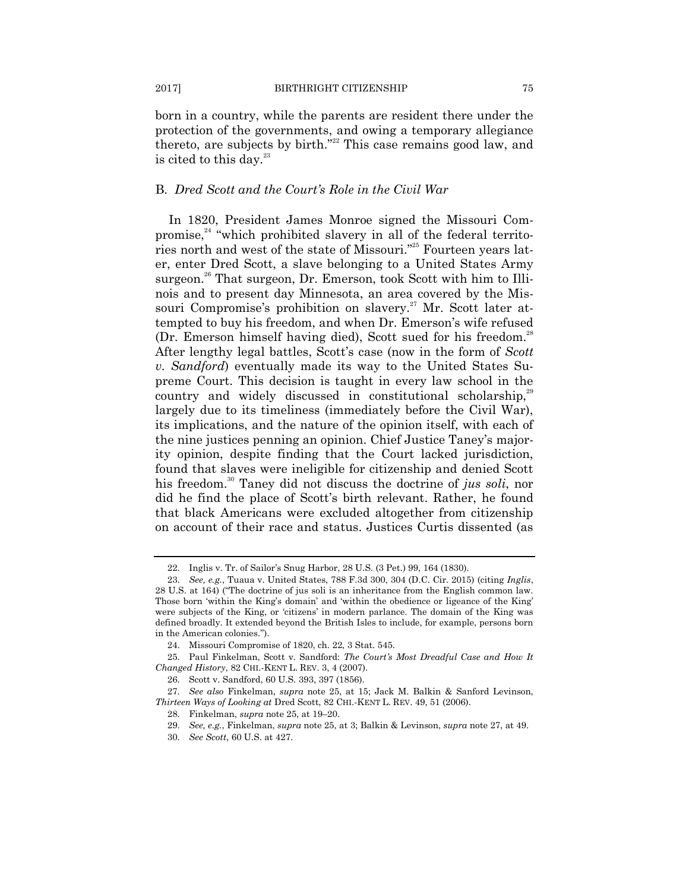born in a country, while the parents are resident there under the protection of the governments, and owing a temporary allegiance thereto, are subjects by birth."[22] This case remains good law, and is cited to this day.[23]

### B. *Dred Scott and the Court's Role in the Civil War*

In 1820, President James Monroe signed the Missouri Compromise,[24] "which prohibited slavery in all of the federal territories north and west of the state of Missouri."[25] Fourteen years later, enter Dred Scott, a slave belonging to a United States Army surgeon.[26] That surgeon, Dr. Emerson, took Scott with him to Illinois and to present day Minnesota, an area covered by the Missouri Compromise's prohibition on slavery.[27] Mr. Scott later attempted to buy his freedom, and when Dr. Emerson's wife refused (Dr. Emerson himself having died), Scott sued for his freedom.[28] After lengthy legal battles, Scott's case (now in the form of *Scott v. Sandford*) eventually made its way to the United States Supreme Court. This decision is taught in every law school in the country and widely discussed in constitutional scholarship,[29] largely due to its timeliness (immediately before the Civil War), its implications, and the nature of the opinion itself, with each of the nine justices penning an opinion. Chief Justice Taney's majority opinion, despite finding that the Court lacked jurisdiction, found that slaves were ineligible for citizenship and denied Scott his freedom.[30] Taney did not discuss the doctrine of *jus soli*, nor did he find the place of Scott's birth relevant. Rather, he found that black Americans were excluded altogether from citizenship on account of their race and status. Justices Curtis dissented (as

---

22. Inglis v. Tr. of Sailor's Snug Harbor, 28 U.S. (3 Pet.) 99, 164 (1830).

23. *See, e.g.*, Tuaua v. United States, 788 F.3d 300, 304 (D.C. Cir. 2015) (citing *Inglis*, 28 U.S. at 164) ("The doctrine of jus soli is an inheritance from the English common law. Those born 'within the King's domain' and 'within the obedience or ligeance of the King' were subjects of the King, or 'citizens' in modern parlance. The domain of the King was defined broadly. It extended beyond the British Isles to include, for example, persons born in the American colonies.").

24. Missouri Compromise of 1820, ch. 22, 3 Stat. 545.

25. Paul Finkelman, Scott v. Sandford: *The Court's Most Dreadful Case and How It Changed History*, 82 CHI.-KENT L. REV. 3, 4 (2007).

26. Scott v. Sandford, 60 U.S. 393, 397 (1856).

27. *See also* Finkelman, *supra* note 25, at 15; Jack M. Balkin & Sanford Levinson, *Thirteen Ways of Looking at* Dred Scott, 82 CHI.-KENT L. REV. 49, 51 (2006).

28. Finkelman, *supra* note 25, at 19–20.

29. *See, e.g.*, Finkelman, *supra* note 25, at 3; Balkin & Levinson, *supra* note 27, at 49.

30. *See Scott*, 60 U.S. at 427.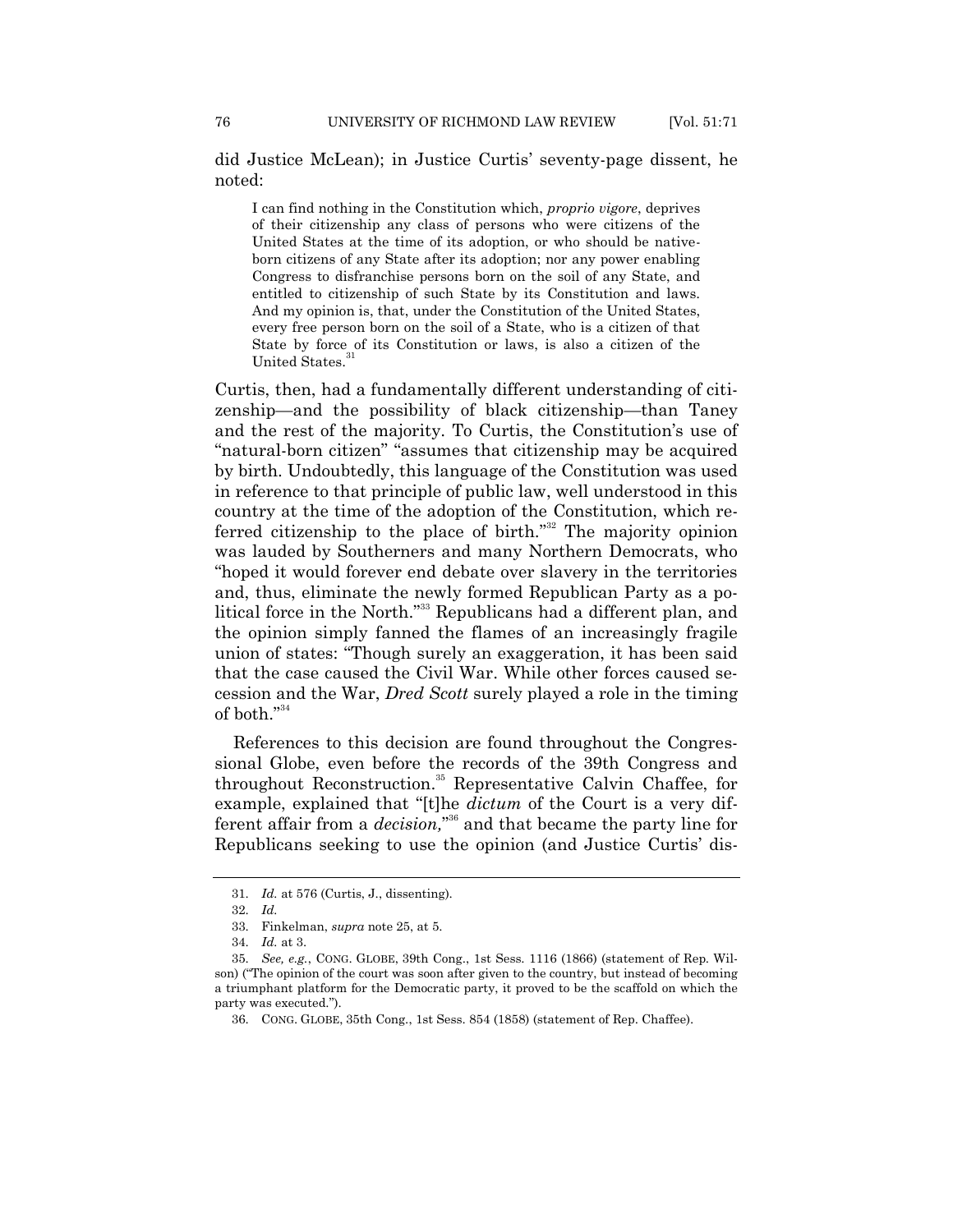did Justice McLean); in Justice Curtis' seventy-page dissent, he noted:

> I can find nothing in the Constitution which, *proprio vigore*, deprives of their citizenship any class of persons who were citizens of the United States at the time of its adoption, or who should be native-born citizens of any State after its adoption; nor any power enabling Congress to disfranchise persons born on the soil of any State, and entitled to citizenship of such State by its Constitution and laws. And my opinion is, that, under the Constitution of the United States, every free person born on the soil of a State, who is a citizen of that State by force of its Constitution or laws, is also a citizen of the United States.[31]

Curtis, then, had a fundamentally different understanding of citizenship—and the possibility of black citizenship—than Taney and the rest of the majority. To Curtis, the Constitution's use of "natural-born citizen" "assumes that citizenship may be acquired by birth. Undoubtedly, this language of the Constitution was used in reference to that principle of public law, well understood in this country at the time of the adoption of the Constitution, which referred citizenship to the place of birth."[32] The majority opinion was lauded by Southerners and many Northern Democrats, who "hoped it would forever end debate over slavery in the territories and, thus, eliminate the newly formed Republican Party as a political force in the North."[33] Republicans had a different plan, and the opinion simply fanned the flames of an increasingly fragile union of states: "Though surely an exaggeration, it has been said that the case caused the Civil War. While other forces caused secession and the War, *Dred Scott* surely played a role in the timing of both."[34]

References to this decision are found throughout the Congressional Globe, even before the records of the 39th Congress and throughout Reconstruction.[35] Representative Calvin Chaffee, for example, explained that "[t]he *dictum* of the Court is a very different affair from a *decision*,"[36] and that became the party line for Republicans seeking to use the opinion (and Justice Curtis' dis-

---

31. *Id.* at 576 (Curtis, J., dissenting).

32. *Id.*

33. Finkelman, *supra* note 25, at 5.

34. *Id.* at 3.

35. *See, e.g.*, CONG. GLOBE, 39th Cong., 1st Sess. 1116 (1866) (statement of Rep. Wilson) ("The opinion of the court was soon after given to the country, but instead of becoming a triumphant platform for the Democratic party, it proved to be the scaffold on which the party was executed.").

36. CONG. GLOBE, 35th Cong., 1st Sess. 854 (1858) (statement of Rep. Chaffee).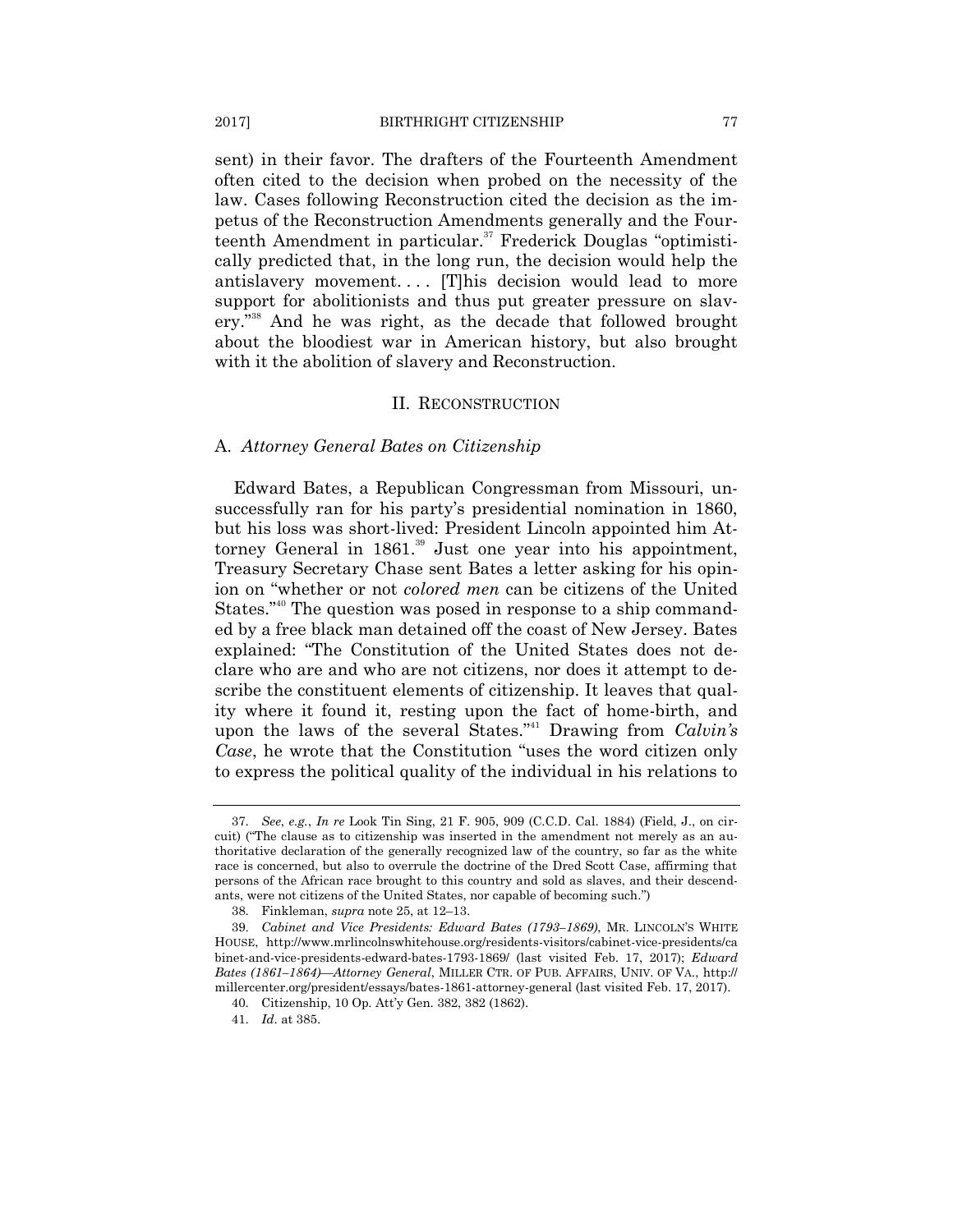sent) in their favor. The drafters of the Fourteenth Amendment often cited to the decision when probed on the necessity of the law. Cases following Reconstruction cited the decision as the impetus of the Reconstruction Amendments generally and the Fourteenth Amendment in particular.[37] Frederick Douglas "optimistically predicted that, in the long run, the decision would help the antislavery movement. . . . [T]his decision would lead to more support for abolitionists and thus put greater pressure on slavery."[38] And he was right, as the decade that followed brought about the bloodiest war in American history, but also brought with it the abolition of slavery and Reconstruction.

## II. Reconstruction

### A. *Attorney General Bates on Citizenship*

Edward Bates, a Republican Congressman from Missouri, unsuccessfully ran for his party's presidential nomination in 1860, but his loss was short-lived: President Lincoln appointed him Attorney General in 1861.[39] Just one year into his appointment, Treasury Secretary Chase sent Bates a letter asking for his opinion on "whether or not *colored men* can be citizens of the United States."[40] The question was posed in response to a ship commanded by a free black man detained off the coast of New Jersey. Bates explained: "The Constitution of the United States does not declare who are and who are not citizens, nor does it attempt to describe the constituent elements of citizenship. It leaves that quality where it found it, resting upon the fact of home-birth, and upon the laws of the several States."[41] Drawing from *Calvin's Case*, he wrote that the Constitution "uses the word citizen only to express the political quality of the individual in his relations to

---

37. *See, e.g.*, *In re* Look Tin Sing, 21 F. 905, 909 (C.C.D. Cal. 1884) (Field, J., on circuit) ("The clause as to citizenship was inserted in the amendment not merely as an authoritative declaration of the generally recognized law of the country, so far as the white race is concerned, but also to overrule the doctrine of the Dred Scott Case, affirming that persons of the African race brought to this country and sold as slaves, and their descendants, were not citizens of the United States, nor capable of becoming such.")

38. Finkleman, *supra* note 25, at 12–13.

39. *Cabinet and Vice Presidents: Edward Bates (1793–1869)*, MR. LINCOLN'S WHITE HOUSE, http://www.mrlincolnswhitehouse.org/residents-visitors/cabinet-vice-presidents/cabinet-and-vice-presidents-edward-bates-1793-1869/ (last visited Feb. 17, 2017); *Edward Bates (1861–1864)—Attorney General*, MILLER CTR. OF PUB. AFFAIRS, UNIV. OF VA., http://millercenter.org/president/essays/bates-1861-attorney-general (last visited Feb. 17, 2017).

40. Citizenship, 10 Op. Att'y Gen. 382, 382 (1862).

41. *Id*. at 385.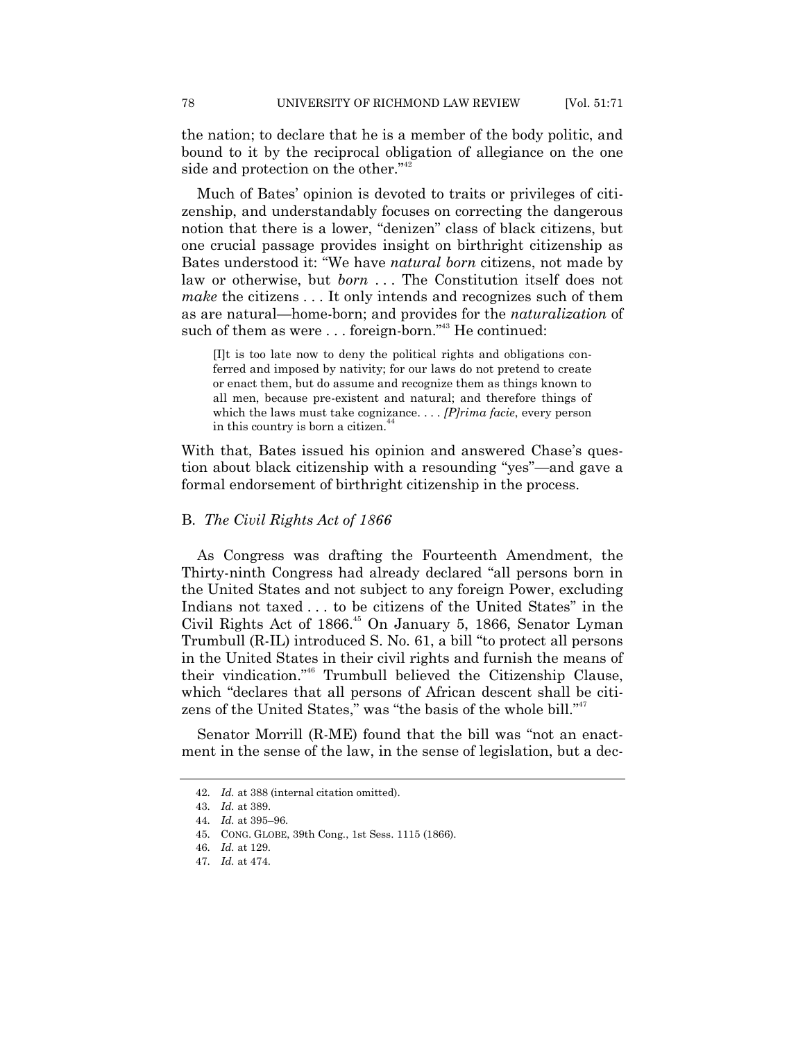the nation; to declare that he is a member of the body politic, and bound to it by the reciprocal obligation of allegiance on the one side and protection on the other."[42]

Much of Bates' opinion is devoted to traits or privileges of citizenship, and understandably focuses on correcting the dangerous notion that there is a lower, "denizen" class of black citizens, but one crucial passage provides insight on birthright citizenship as Bates understood it: "We have *natural born* citizens, not made by law or otherwise, but *born* . . . The Constitution itself does not *make* the citizens . . . It only intends and recognizes such of them as are natural—home-born; and provides for the *naturalization* of such of them as were . . . foreign-born."[43] He continued:

> [I]t is too late now to deny the political rights and obligations conferred and imposed by nativity; for our laws do not pretend to create or enact them, but do assume and recognize them as things known to all men, because pre-existent and natural; and therefore things of which the laws must take cognizance. . . . *[P]rima facie*, every person in this country is born a citizen.[44]

With that, Bates issued his opinion and answered Chase's question about black citizenship with a resounding "yes"—and gave a formal endorsement of birthright citizenship in the process.

### B. *The Civil Rights Act of 1866*

As Congress was drafting the Fourteenth Amendment, the Thirty-ninth Congress had already declared "all persons born in the United States and not subject to any foreign Power, excluding Indians not taxed . . . to be citizens of the United States" in the Civil Rights Act of 1866.[45] On January 5, 1866, Senator Lyman Trumbull (R-IL) introduced S. No. 61, a bill "to protect all persons in the United States in their civil rights and furnish the means of their vindication."[46] Trumbull believed the Citizenship Clause, which "declares that all persons of African descent shall be citizens of the United States," was "the basis of the whole bill."[47]

Senator Morrill (R-ME) found that the bill was "not an enactment in the sense of the law, in the sense of legislation, but a dec-

---

42. *Id.* at 388 (internal citation omitted).

43. *Id.* at 389.

44. *Id.* at 395–96.

45. CONG. GLOBE, 39th Cong., 1st Sess. 1115 (1866).

46. *Id.* at 129.

47. *Id.* at 474.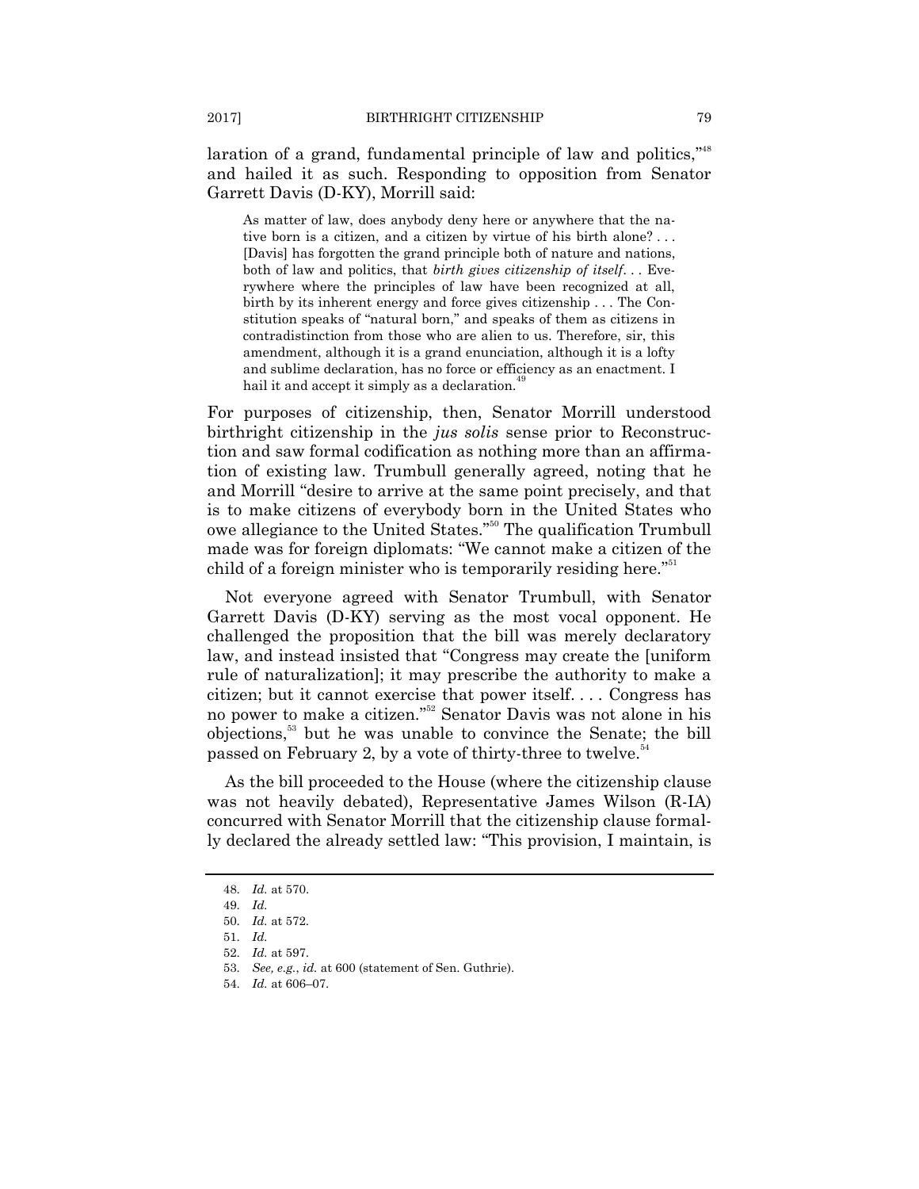laration of a grand, fundamental principle of law and politics,"[48] and hailed it as such. Responding to opposition from Senator Garrett Davis (D-KY), Morrill said:

> As matter of law, does anybody deny here or anywhere that the native born is a citizen, and a citizen by virtue of his birth alone? . . . [Davis] has forgotten the grand principle both of nature and nations, both of law and politics, that *birth gives citizenship of itself*. . . Everywhere where the principles of law have been recognized at all, birth by its inherent energy and force gives citizenship . . . The Constitution speaks of "natural born," and speaks of them as citizens in contradistinction from those who are alien to us. Therefore, sir, this amendment, although it is a grand enunciation, although it is a lofty and sublime declaration, has no force or efficiency as an enactment. I hail it and accept it simply as a declaration.[49]

For purposes of citizenship, then, Senator Morrill understood birthright citizenship in the *jus solis* sense prior to Reconstruction and saw formal codification as nothing more than an affirmation of existing law. Trumbull generally agreed, noting that he and Morrill "desire to arrive at the same point precisely, and that is to make citizens of everybody born in the United States who owe allegiance to the United States."[50] The qualification Trumbull made was for foreign diplomats: "We cannot make a citizen of the child of a foreign minister who is temporarily residing here."[51]

Not everyone agreed with Senator Trumbull, with Senator Garrett Davis (D-KY) serving as the most vocal opponent. He challenged the proposition that the bill was merely declaratory law, and instead insisted that "Congress may create the [uniform rule of naturalization]; it may prescribe the authority to make a citizen; but it cannot exercise that power itself. . . . Congress has no power to make a citizen."[52] Senator Davis was not alone in his objections,[53] but he was unable to convince the Senate; the bill passed on February 2, by a vote of thirty-three to twelve.[54]

As the bill proceeded to the House (where the citizenship clause was not heavily debated), Representative James Wilson (R-IA) concurred with Senator Morrill that the citizenship clause formally declared the already settled law: "This provision, I maintain, is

---

48. *Id.* at 570.

49. *Id.*

50. *Id.* at 572.

51. *Id.*

52. *Id.* at 597.

53. *See, e.g.*, *id.* at 600 (statement of Sen. Guthrie).

54. *Id.* at 606–07.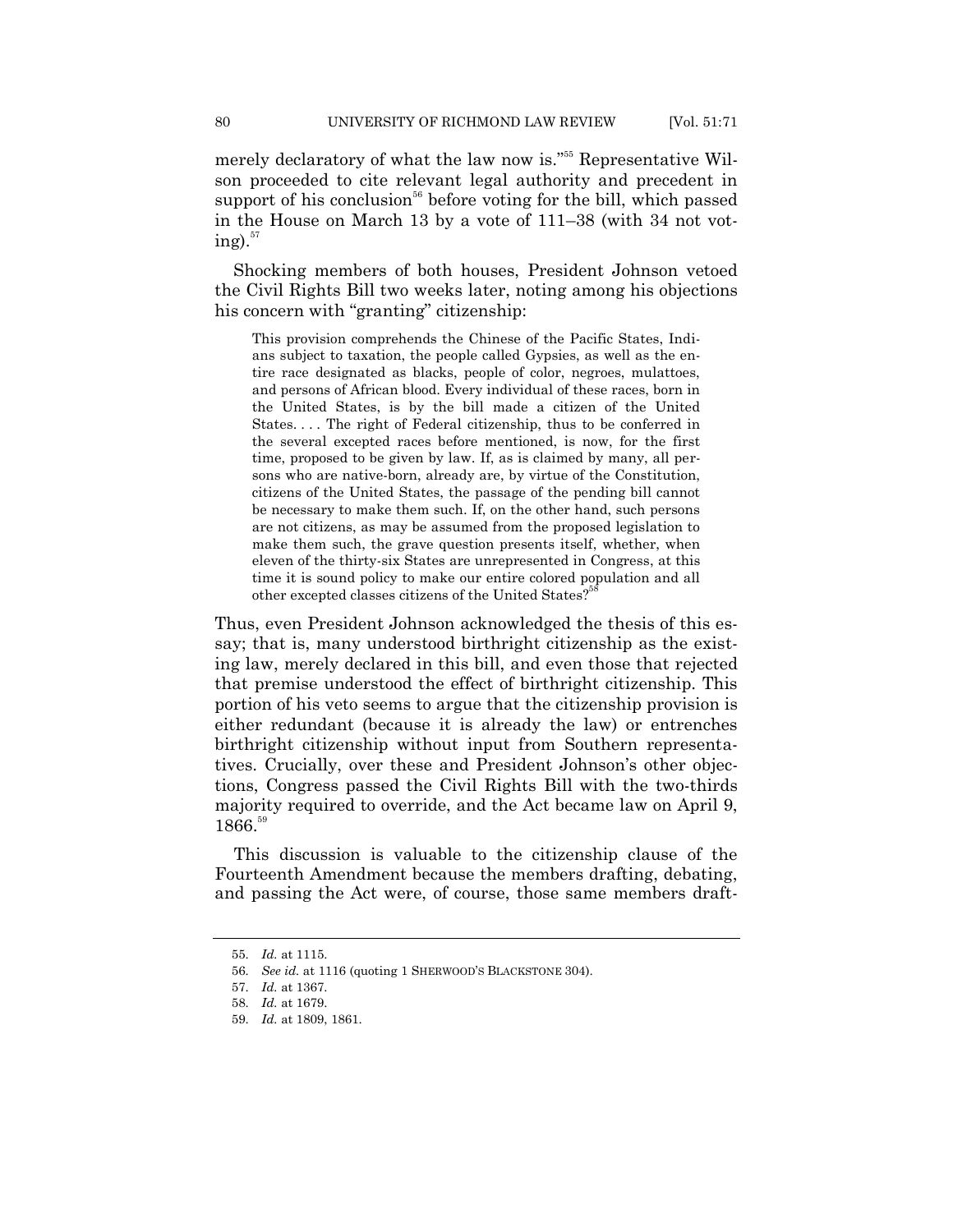merely declaratory of what the law now is."[55] Representative Wilson proceeded to cite relevant legal authority and precedent in support of his conclusion[56] before voting for the bill, which passed in the House on March 13 by a vote of 111–38 (with 34 not voting).[57]

Shocking members of both houses, President Johnson vetoed the Civil Rights Bill two weeks later, noting among his objections his concern with "granting" citizenship:

> This provision comprehends the Chinese of the Pacific States, Indians subject to taxation, the people called Gypsies, as well as the entire race designated as blacks, people of color, negroes, mulattoes, and persons of African blood. Every individual of these races, born in the United States, is by the bill made a citizen of the United States. . . . The right of Federal citizenship, thus to be conferred in the several excepted races before mentioned, is now, for the first time, proposed to be given by law. If, as is claimed by many, all persons who are native-born, already are, by virtue of the Constitution, citizens of the United States, the passage of the pending bill cannot be necessary to make them such. If, on the other hand, such persons are not citizens, as may be assumed from the proposed legislation to make them such, the grave question presents itself, whether, when eleven of the thirty-six States are unrepresented in Congress, at this time it is sound policy to make our entire colored population and all other excepted classes citizens of the United States?[58]

Thus, even President Johnson acknowledged the thesis of this essay; that is, many understood birthright citizenship as the existing law, merely declared in this bill, and even those that rejected that premise understood the effect of birthright citizenship. This portion of his veto seems to argue that the citizenship provision is either redundant (because it is already the law) or entrenches birthright citizenship without input from Southern representatives. Crucially, over these and President Johnson's other objections, Congress passed the Civil Rights Bill with the two-thirds majority required to override, and the Act became law on April 9, 1866.[59]

This discussion is valuable to the citizenship clause of the Fourteenth Amendment because the members drafting, debating, and passing the Act were, of course, those same members draft-

---

55. *Id.* at 1115.

56. *See id.* at 1116 (quoting 1 SHERWOOD'S BLACKSTONE 304).

57. *Id.* at 1367.

58. *Id.* at 1679.

59. *Id.* at 1809, 1861.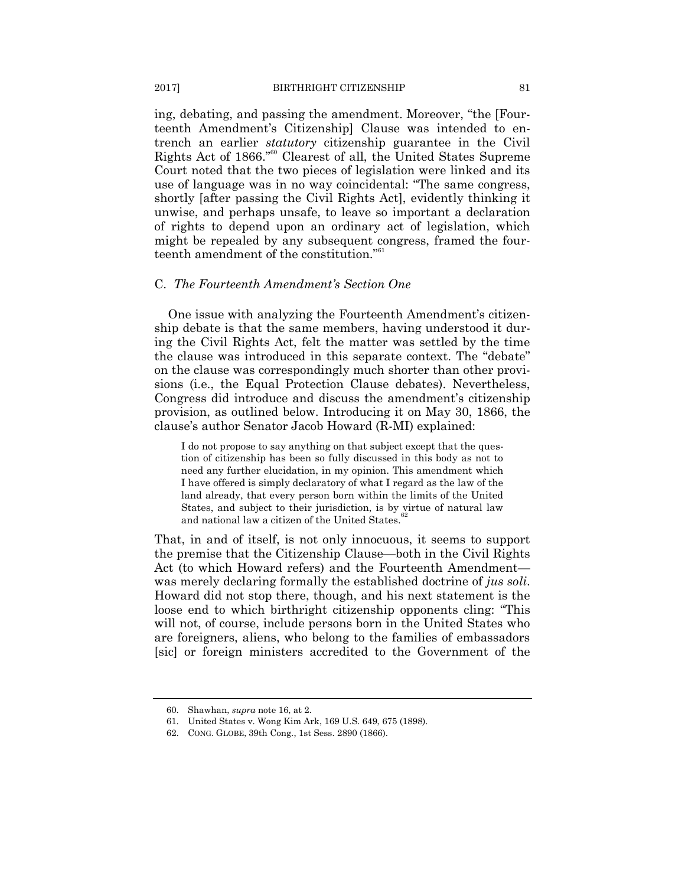ing, debating, and passing the amendment. Moreover, "the [Fourteenth Amendment's Citizenship] Clause was intended to entrench an earlier *statutory* citizenship guarantee in the Civil Rights Act of 1866."[60] Clearest of all, the United States Supreme Court noted that the two pieces of legislation were linked and its use of language was in no way coincidental: "The same congress, shortly [after passing the Civil Rights Act], evidently thinking it unwise, and perhaps unsafe, to leave so important a declaration of rights to depend upon an ordinary act of legislation, which might be repealed by any subsequent congress, framed the fourteenth amendment of the constitution."[61]

### C. *The Fourteenth Amendment's Section One*

One issue with analyzing the Fourteenth Amendment's citizenship debate is that the same members, having understood it during the Civil Rights Act, felt the matter was settled by the time the clause was introduced in this separate context. The "debate" on the clause was correspondingly much shorter than other provisions (i.e., the Equal Protection Clause debates). Nevertheless, Congress did introduce and discuss the amendment's citizenship provision, as outlined below. Introducing it on May 30, 1866, the clause's author Senator Jacob Howard (R-MI) explained:

> I do not propose to say anything on that subject except that the question of citizenship has been so fully discussed in this body as not to need any further elucidation, in my opinion. This amendment which I have offered is simply declaratory of what I regard as the law of the land already, that every person born within the limits of the United States, and subject to their jurisdiction, is by virtue of natural law and national law a citizen of the United States.[62]

That, in and of itself, is not only innocuous, it seems to support the premise that the Citizenship Clause—both in the Civil Rights Act (to which Howard refers) and the Fourteenth Amendment—was merely declaring formally the established doctrine of *jus soli*. Howard did not stop there, though, and his next statement is the loose end to which birthright citizenship opponents cling: "This will not, of course, include persons born in the United States who are foreigners, aliens, who belong to the families of embassadors [sic] or foreign ministers accredited to the Government of the

---

60. Shawhan, *supra* note 16, at 2.

61. United States v. Wong Kim Ark, 169 U.S. 649, 675 (1898).

62. CONG. GLOBE, 39th Cong., 1st Sess. 2890 (1866).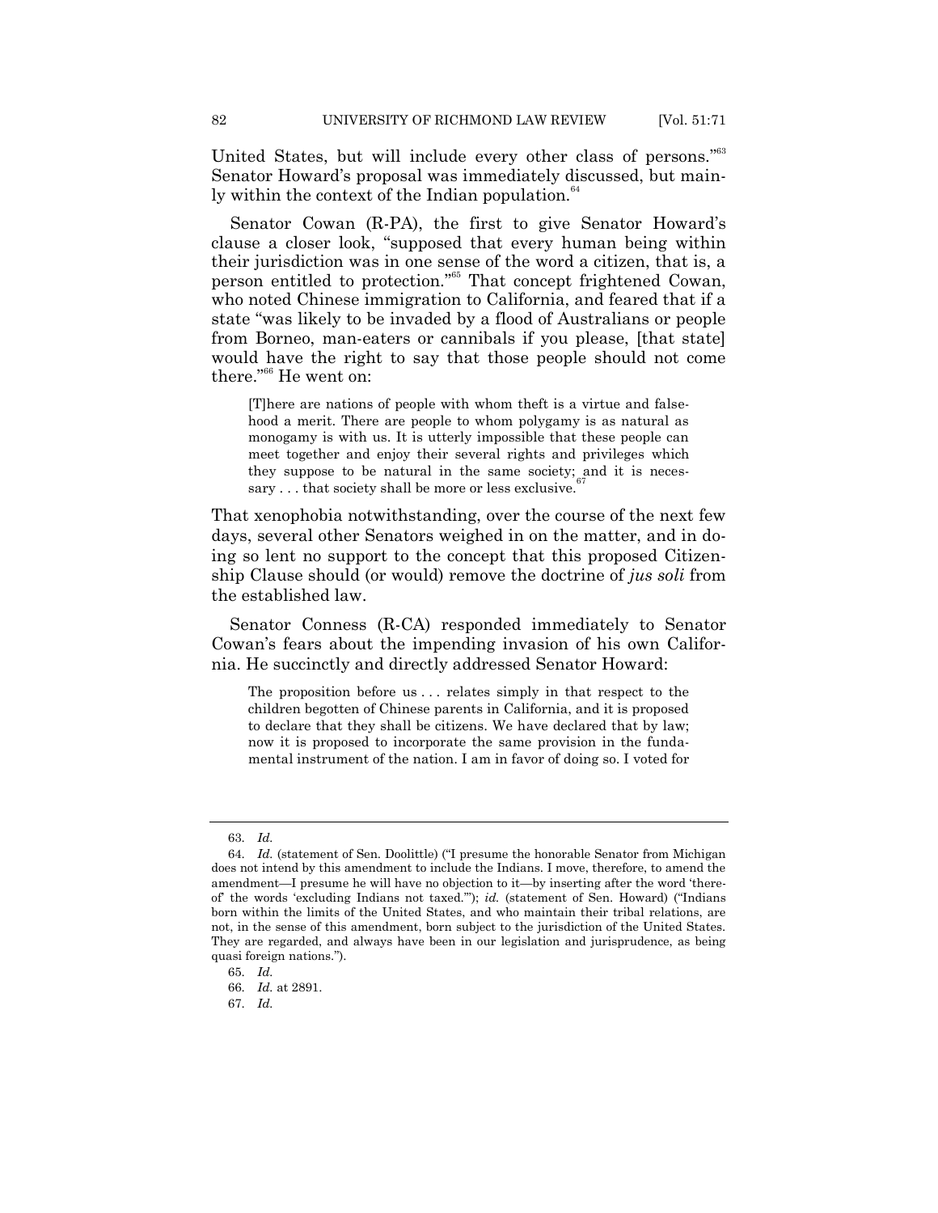United States, but will include every other class of persons."[63] Senator Howard's proposal was immediately discussed, but mainly within the context of the Indian population.[64]

Senator Cowan (R-PA), the first to give Senator Howard's clause a closer look, "supposed that every human being within their jurisdiction was in one sense of the word a citizen, that is, a person entitled to protection."[65] That concept frightened Cowan, who noted Chinese immigration to California, and feared that if a state "was likely to be invaded by a flood of Australians or people from Borneo, man-eaters or cannibals if you please, [that state] would have the right to say that those people should not come there."[66] He went on:

> [T]here are nations of people with whom theft is a virtue and falsehood a merit. There are people to whom polygamy is as natural as monogamy is with us. It is utterly impossible that these people can meet together and enjoy their several rights and privileges which they suppose to be natural in the same society; and it is necessary . . . that society shall be more or less exclusive.[67]

That xenophobia notwithstanding, over the course of the next few days, several other Senators weighed in on the matter, and in doing so lent no support to the concept that this proposed Citizenship Clause should (or would) remove the doctrine of *jus soli* from the established law.

Senator Conness (R-CA) responded immediately to Senator Cowan's fears about the impending invasion of his own California. He succinctly and directly addressed Senator Howard:

> The proposition before us . . . relates simply in that respect to the children begotten of Chinese parents in California, and it is proposed to declare that they shall be citizens. We have declared that by law; now it is proposed to incorporate the same provision in the fundamental instrument of the nation. I am in favor of doing so. I voted for

---

63. *Id.*

64. *Id.* (statement of Sen. Doolittle) ("I presume the honorable Senator from Michigan does not intend by this amendment to include the Indians. I move, therefore, to amend the amendment—I presume he will have no objection to it—by inserting after the word 'thereof' the words 'excluding Indians not taxed.'"); *id.* (statement of Sen. Howard) ("Indians born within the limits of the United States, and who maintain their tribal relations, are not, in the sense of this amendment, born subject to the jurisdiction of the United States. They are regarded, and always have been in our legislation and jurisprudence, as being quasi foreign nations.").

65. *Id.*

66. *Id.* at 2891.

67. *Id.*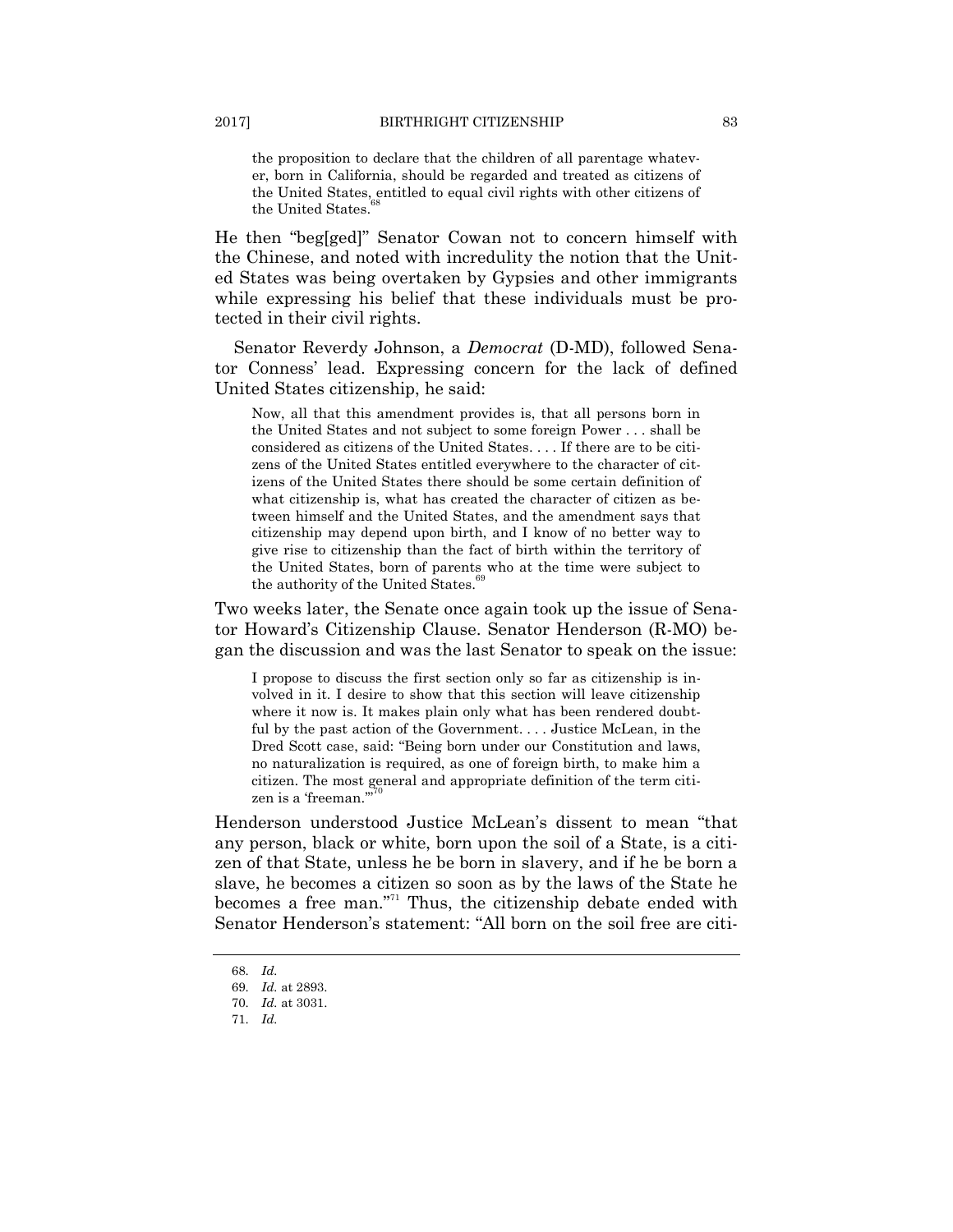> the proposition to declare that the children of all parentage whatever, born in California, should be regarded and treated as citizens of the United States, entitled to equal civil rights with other citizens of the United States.[68]

He then "beg[ged]" Senator Cowan not to concern himself with the Chinese, and noted with incredulity the notion that the United States was being overtaken by Gypsies and other immigrants while expressing his belief that these individuals must be protected in their civil rights.

Senator Reverdy Johnson, a *Democrat* (D-MD), followed Senator Conness' lead. Expressing concern for the lack of defined United States citizenship, he said:

> Now, all that this amendment provides is, that all persons born in the United States and not subject to some foreign Power . . . shall be considered as citizens of the United States. . . . If there are to be citizens of the United States entitled everywhere to the character of citizens of the United States there should be some certain definition of what citizenship is, what has created the character of citizen as between himself and the United States, and the amendment says that citizenship may depend upon birth, and I know of no better way to give rise to citizenship than the fact of birth within the territory of the United States, born of parents who at the time were subject to the authority of the United States.[69]

Two weeks later, the Senate once again took up the issue of Senator Howard's Citizenship Clause. Senator Henderson (R-MO) began the discussion and was the last Senator to speak on the issue:

> I propose to discuss the first section only so far as citizenship is involved in it. I desire to show that this section will leave citizenship where it now is. It makes plain only what has been rendered doubtful by the past action of the Government. . . . Justice McLean, in the Dred Scott case, said: "Being born under our Constitution and laws, no naturalization is required, as one of foreign birth, to make him a citizen. The most general and appropriate definition of the term citizen is a 'freeman.'"[70]

Henderson understood Justice McLean's dissent to mean "that any person, black or white, born upon the soil of a State, is a citizen of that State, unless he be born in slavery, and if he be born a slave, he becomes a citizen so soon as by the laws of the State he becomes a free man."[71] Thus, the citizenship debate ended with Senator Henderson's statement: "All born on the soil free are citi-

---

68. *Id.*
69. *Id.* at 2893.
70. *Id.* at 3031.
71. *Id.*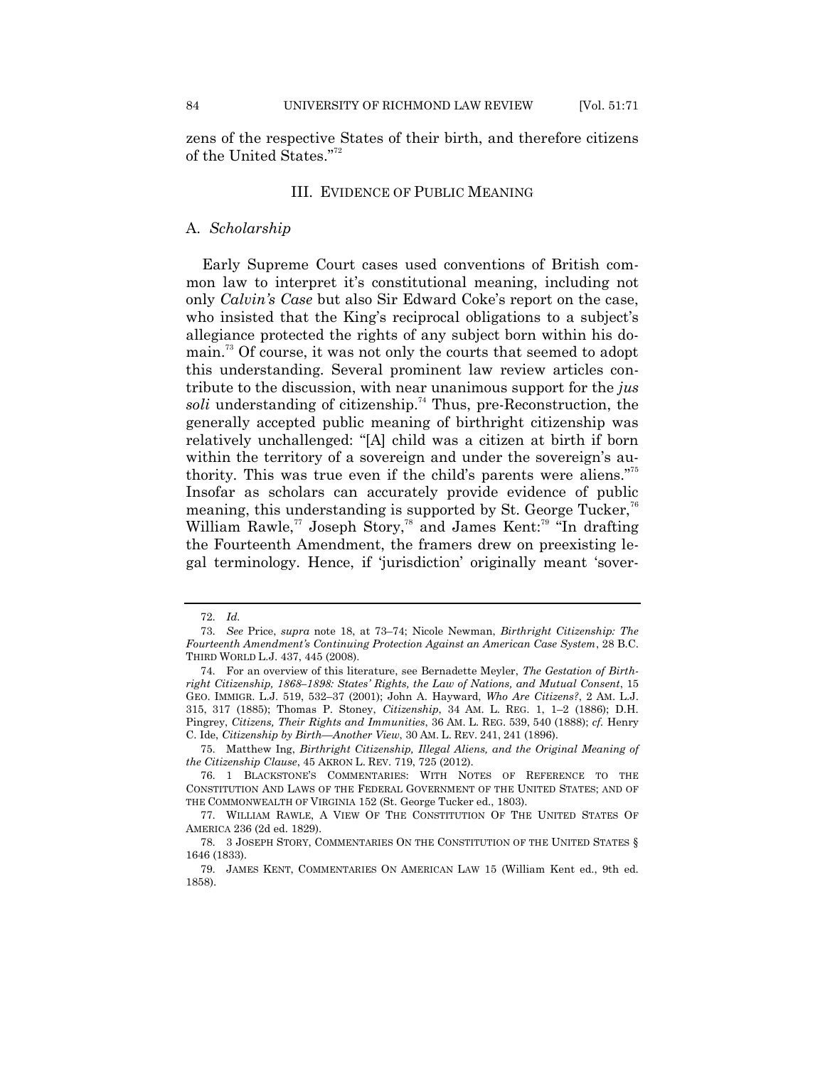zens of the respective States of their birth, and therefore citizens of the United States."[72]

## III. EVIDENCE OF PUBLIC MEANING

### A. *Scholarship*

Early Supreme Court cases used conventions of British common law to interpret it's constitutional meaning, including not only *Calvin's Case* but also Sir Edward Coke's report on the case, who insisted that the King's reciprocal obligations to a subject's allegiance protected the rights of any subject born within his domain.[73] Of course, it was not only the courts that seemed to adopt this understanding. Several prominent law review articles contribute to the discussion, with near unanimous support for the *jus soli* understanding of citizenship.[74] Thus, pre-Reconstruction, the generally accepted public meaning of birthright citizenship was relatively unchallenged: "[A] child was a citizen at birth if born within the territory of a sovereign and under the sovereign's authority. This was true even if the child's parents were aliens."[75] Insofar as scholars can accurately provide evidence of public meaning, this understanding is supported by St. George Tucker,[76] William Rawle,[77] Joseph Story,[78] and James Kent:[79] "In drafting the Fourteenth Amendment, the framers drew on preexisting legal terminology. Hence, if 'jurisdiction' originally meant 'sover-

---

72. *Id.*

73. *See* Price, *supra* note 18, at 73–74; Nicole Newman, *Birthright Citizenship: The Fourteenth Amendment's Continuing Protection Against an American Case System*, 28 B.C. THIRD WORLD L.J. 437, 445 (2008).

74. For an overview of this literature, see Bernadette Meyler, *The Gestation of Birthright Citizenship, 1868–1898: States' Rights, the Law of Nations, and Mutual Consent*, 15 GEO. IMMIGR. L.J. 519, 532–37 (2001); John A. Hayward, *Who Are Citizens?*, 2 AM. L.J. 315, 317 (1885); Thomas P. Stoney, *Citizenship*, 34 AM. L. REG. 1, 1–2 (1886); D.H. Pingrey, *Citizens, Their Rights and Immunities*, 36 AM. L. REG. 539, 540 (1888); *cf.* Henry C. Ide, *Citizenship by Birth—Another View*, 30 AM. L. REV. 241, 241 (1896).

75. Matthew Ing, *Birthright Citizenship, Illegal Aliens, and the Original Meaning of the Citizenship Clause*, 45 AKRON L. REV. 719, 725 (2012).

76. 1 BLACKSTONE'S COMMENTARIES: WITH NOTES OF REFERENCE TO THE CONSTITUTION AND LAWS OF THE FEDERAL GOVERNMENT OF THE UNITED STATES; AND OF THE COMMONWEALTH OF VIRGINIA 152 (St. George Tucker ed., 1803).

77. WILLIAM RAWLE, A VIEW OF THE CONSTITUTION OF THE UNITED STATES OF AMERICA 236 (2d ed. 1829).

78. 3 JOSEPH STORY, COMMENTARIES ON THE CONSTITUTION OF THE UNITED STATES § 1646 (1833).

79. JAMES KENT, COMMENTARIES ON AMERICAN LAW 15 (William Kent ed., 9th ed. 1858).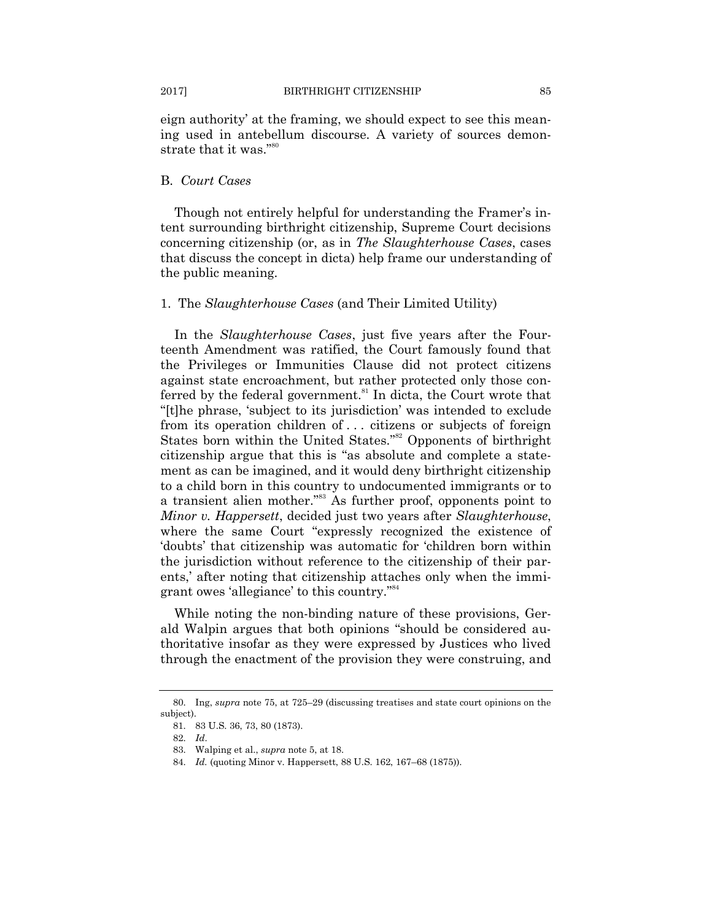eign authority' at the framing, we should expect to see this meaning used in antebellum discourse. A variety of sources demonstrate that it was."[80]

### B. *Court Cases*

Though not entirely helpful for understanding the Framer's intent surrounding birthright citizenship, Supreme Court decisions concerning citizenship (or, as in *The Slaughterhouse Cases*, cases that discuss the concept in dicta) help frame our understanding of the public meaning.

#### 1. The *Slaughterhouse Cases* (and Their Limited Utility)

In the *Slaughterhouse Cases*, just five years after the Fourteenth Amendment was ratified, the Court famously found that the Privileges or Immunities Clause did not protect citizens against state encroachment, but rather protected only those conferred by the federal government.[81] In dicta, the Court wrote that "[t]he phrase, 'subject to its jurisdiction' was intended to exclude from its operation children of . . . citizens or subjects of foreign States born within the United States."[82] Opponents of birthright citizenship argue that this is "as absolute and complete a statement as can be imagined, and it would deny birthright citizenship to a child born in this country to undocumented immigrants or to a transient alien mother."[83] As further proof, opponents point to *Minor v. Happersett*, decided just two years after *Slaughterhouse*, where the same Court "expressly recognized the existence of 'doubts' that citizenship was automatic for 'children born within the jurisdiction without reference to the citizenship of their parents,' after noting that citizenship attaches only when the immigrant owes 'allegiance' to this country."[84]

While noting the non-binding nature of these provisions, Gerald Walpin argues that both opinions "should be considered authoritative insofar as they were expressed by Justices who lived through the enactment of the provision they were construing, and

---

80. Ing, *supra* note 75, at 725–29 (discussing treatises and state court opinions on the subject).

81. 83 U.S. 36, 73, 80 (1873).

82. *Id*.

83. Walping et al., *supra* note 5, at 18.

84. *Id.* (quoting Minor v. Happersett, 88 U.S. 162, 167–68 (1875)).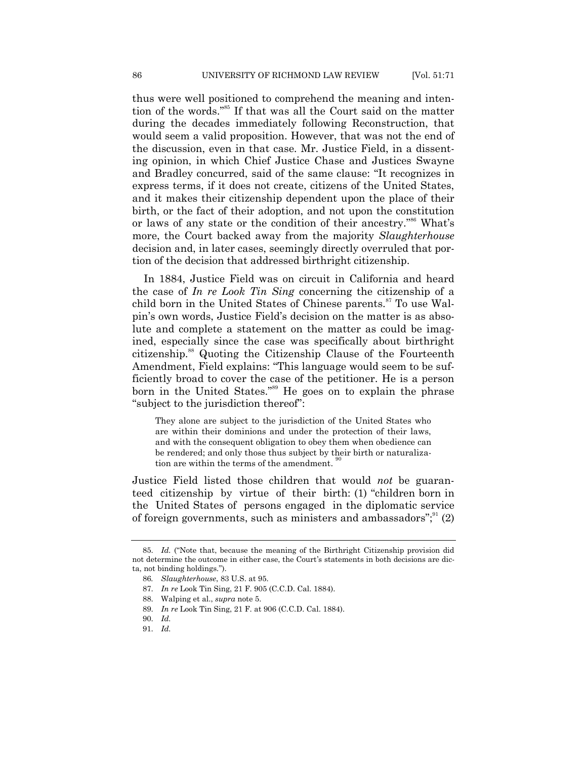thus were well positioned to comprehend the meaning and intention of the words."[85] If that was all the Court said on the matter during the decades immediately following Reconstruction, that would seem a valid proposition. However, that was not the end of the discussion, even in that case. Mr. Justice Field, in a dissenting opinion, in which Chief Justice Chase and Justices Swayne and Bradley concurred, said of the same clause: "It recognizes in express terms, if it does not create, citizens of the United States, and it makes their citizenship dependent upon the place of their birth, or the fact of their adoption, and not upon the constitution or laws of any state or the condition of their ancestry."[86] What's more, the Court backed away from the majority *Slaughterhouse* decision and, in later cases, seemingly directly overruled that portion of the decision that addressed birthright citizenship.

In 1884, Justice Field was on circuit in California and heard the case of *In re Look Tin Sing* concerning the citizenship of a child born in the United States of Chinese parents.[87] To use Walpin's own words, Justice Field's decision on the matter is as absolute and complete a statement on the matter as could be imagined, especially since the case was specifically about birthright citizenship.[88] Quoting the Citizenship Clause of the Fourteenth Amendment, Field explains: "This language would seem to be sufficiently broad to cover the case of the petitioner. He is a person born in the United States."[89] He goes on to explain the phrase "subject to the jurisdiction thereof":

> They alone are subject to the jurisdiction of the United States who are within their dominions and under the protection of their laws, and with the consequent obligation to obey them when obedience can be rendered; and only those thus subject by their birth or naturalization are within the terms of the amendment.[90]

Justice Field listed those children that would *not* be guaranteed citizenship by virtue of their birth: (1) "children born in the United States of persons engaged in the diplomatic service of foreign governments, such as ministers and ambassadors";[91] (2)

---

85. *Id.* ("Note that, because the meaning of the Birthright Citizenship provision did not determine the outcome in either case, the Court's statements in both decisions are dicta, not binding holdings.").

86. *Slaughterhouse*, 83 U.S. at 95.

87. *In re* Look Tin Sing, 21 F. 905 (C.C.D. Cal. 1884).

88. Walping et al., *supra* note 5.

89. *In re* Look Tin Sing, 21 F. at 906 (C.C.D. Cal. 1884).

90. *Id.*

91. *Id.*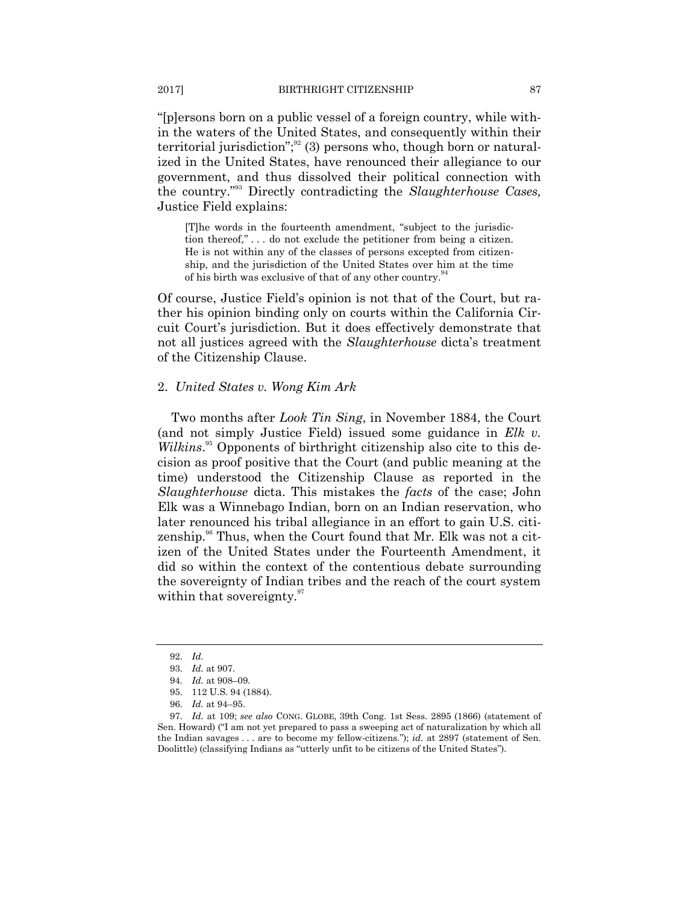"[p]ersons born on a public vessel of a foreign country, while within the waters of the United States, and consequently within their territorial jurisdiction";[92] (3) persons who, though born or naturalized in the United States, have renounced their allegiance to our government, and thus dissolved their political connection with the country."[93] Directly contradicting the *Slaughterhouse Cases,* Justice Field explains:

> [T]he words in the fourteenth amendment, "subject to the jurisdiction thereof," . . . do not exclude the petitioner from being a citizen. He is not within any of the classes of persons excepted from citizenship, and the jurisdiction of the United States over him at the time of his birth was exclusive of that of any other country.[94]

Of course, Justice Field's opinion is not that of the Court, but rather his opinion binding only on courts within the California Circuit Court's jurisdiction. But it does effectively demonstrate that not all justices agreed with the *Slaughterhouse* dicta's treatment of the Citizenship Clause.

### 2. *United States v. Wong Kim Ark*

Two months after *Look Tin Sing*, in November 1884, the Court (and not simply Justice Field) issued some guidance in *Elk v. Wilkins*.[95] Opponents of birthright citizenship also cite to this decision as proof positive that the Court (and public meaning at the time) understood the Citizenship Clause as reported in the *Slaughterhouse* dicta. This mistakes the *facts* of the case; John Elk was a Winnebago Indian, born on an Indian reservation, who later renounced his tribal allegiance in an effort to gain U.S. citizenship.[96] Thus, when the Court found that Mr. Elk was not a citizen of the United States under the Fourteenth Amendment, it did so within the context of the contentious debate surrounding the sovereignty of Indian tribes and the reach of the court system within that sovereignty.[97]

---

92. *Id.*

93. *Id.* at 907.

94. *Id.* at 908–09.

95. 112 U.S. 94 (1884).

96. *Id.* at 94–95.

97. *Id.* at 109; *see also* CONG. GLOBE, 39th Cong. 1st Sess. 2895 (1866) (statement of Sen. Howard) ("I am not yet prepared to pass a sweeping act of naturalization by which all the Indian savages . . . are to become my fellow-citizens."); *id.* at 2897 (statement of Sen. Doolittle) (classifying Indians as "utterly unfit to be citizens of the United States").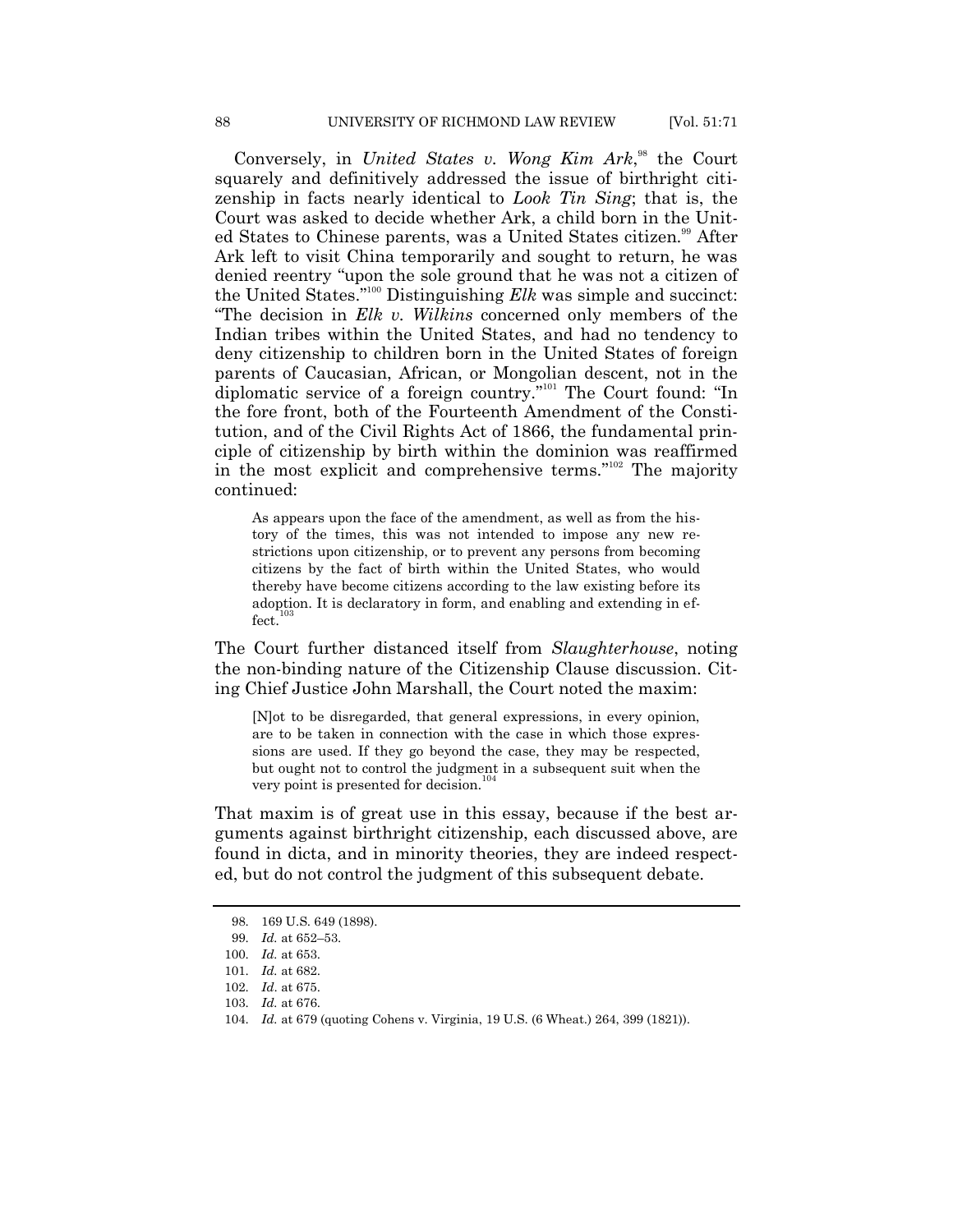Conversely, in *United States v. Wong Kim Ark*,[98] the Court squarely and definitively addressed the issue of birthright citizenship in facts nearly identical to *Look Tin Sing*; that is, the Court was asked to decide whether Ark, a child born in the United States to Chinese parents, was a United States citizen.[99] After Ark left to visit China temporarily and sought to return, he was denied reentry "upon the sole ground that he was not a citizen of the United States."[100] Distinguishing *Elk* was simple and succinct: "The decision in *Elk v. Wilkins* concerned only members of the Indian tribes within the United States, and had no tendency to deny citizenship to children born in the United States of foreign parents of Caucasian, African, or Mongolian descent, not in the diplomatic service of a foreign country."[101] The Court found: "In the fore front, both of the Fourteenth Amendment of the Constitution, and of the Civil Rights Act of 1866, the fundamental principle of citizenship by birth within the dominion was reaffirmed in the most explicit and comprehensive terms."[102] The majority continued:

> As appears upon the face of the amendment, as well as from the history of the times, this was not intended to impose any new restrictions upon citizenship, or to prevent any persons from becoming citizens by the fact of birth within the United States, who would thereby have become citizens according to the law existing before its adoption. It is declaratory in form, and enabling and extending in effect.[103]

The Court further distanced itself from *Slaughterhouse*, noting the non-binding nature of the Citizenship Clause discussion. Citing Chief Justice John Marshall, the Court noted the maxim:

> [N]ot to be disregarded, that general expressions, in every opinion, are to be taken in connection with the case in which those expressions are used. If they go beyond the case, they may be respected, but ought not to control the judgment in a subsequent suit when the very point is presented for decision.[104]

That maxim is of great use in this essay, because if the best arguments against birthright citizenship, each discussed above, are found in dicta, and in minority theories, they are indeed respected, but do not control the judgment of this subsequent debate.

---

98. 169 U.S. 649 (1898).

99. *Id.* at 652–53.

100. *Id.* at 653.

101. *Id.* at 682.

102. *Id.* at 675.

103. *Id.* at 676.

104. *Id.* at 679 (quoting Cohens v. Virginia, 19 U.S. (6 Wheat.) 264, 399 (1821)).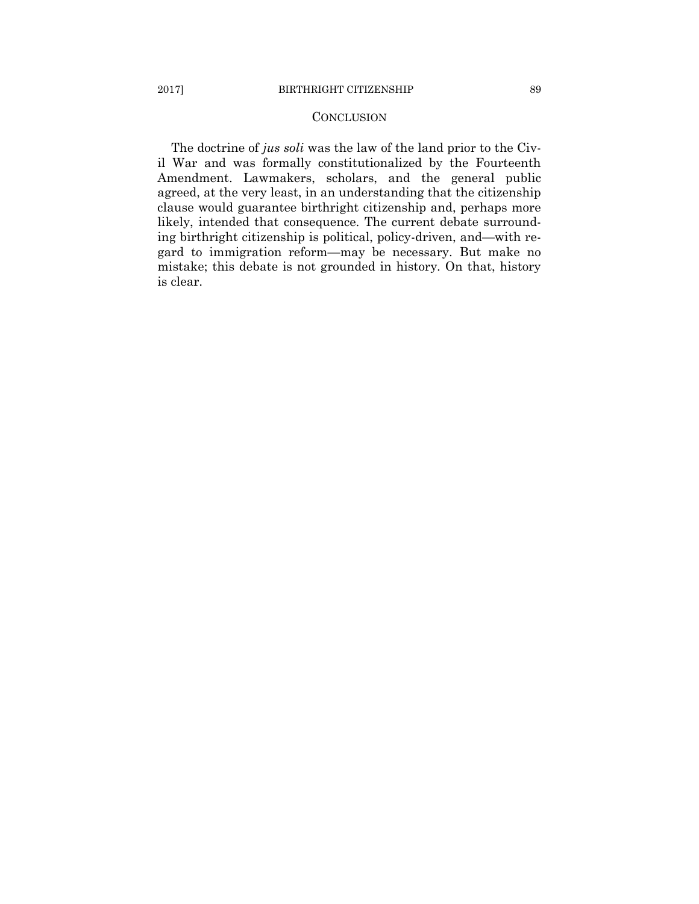## CONCLUSION

The doctrine of *jus soli* was the law of the land prior to the Civil War and was formally constitutionalized by the Fourteenth Amendment. Lawmakers, scholars, and the general public agreed, at the very least, in an understanding that the citizenship clause would guarantee birthright citizenship and, perhaps more likely, intended that consequence. The current debate surrounding birthright citizenship is political, policy-driven, and—with regard to immigration reform—may be necessary. But make no mistake; this debate is not grounded in history. On that, history is clear.